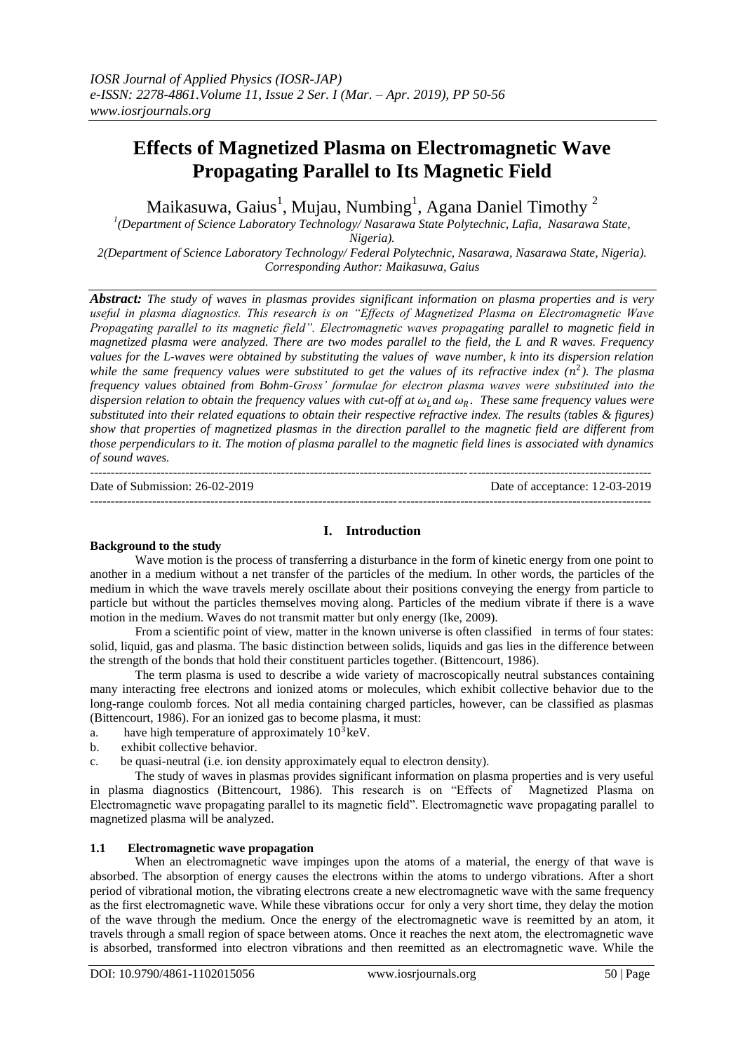*IOSR Journal of Applied Physics (IOSR-JAP)*
*e-ISSN: 2278-4861.Volume 11, Issue 2 Ser. I (Mar. – Apr. 2019), PP 50-56*
*www.iosrjournals.org*

# Effects of Magnetized Plasma on Electromagnetic Wave Propagating Parallel to Its Magnetic Field

Maikasuwa, Gaius[1], Mujau, Numbing[1], Agana Daniel Timothy [2]

[1](Department of Science Laboratory Technology/ Nasarawa State Polytechnic, Lafia, Nasarawa State, Nigeria).
2(Department of Science Laboratory Technology/ Federal Polytechnic, Nasarawa, Nasarawa State, Nigeria).
*Corresponding Author: Maikasuwa, Gaius*

***Abstract:*** *The study of waves in plasmas provides significant information on plasma properties and is very useful in plasma diagnostics. This research is on "Effects of Magnetized Plasma on Electromagnetic Wave Propagating parallel to its magnetic field". Electromagnetic waves propagating parallel to magnetic field in magnetized plasma were analyzed. There are two modes parallel to the field, the L and R waves. Frequency values for the L-waves were obtained by substituting the values of wave number, k into its dispersion relation while the same frequency values were substituted to get the values of its refractive index ($n^2$). The plasma frequency values obtained from Bohm-Gross' formulae for electron plasma waves were substituted into the dispersion relation to obtain the frequency values with cut-off at $\omega_L$ and $\omega_R$. These same frequency values were substituted into their related equations to obtain their respective refractive index. The results (tables & figures) show that properties of magnetized plasmas in the direction parallel to the magnetic field are different from those perpendiculars to it. The motion of plasma parallel to the magnetic field lines is associated with dynamics of sound waves.*

---

Date of Submission: 26-02-2019 | Date of acceptance: 12-03-2019

---

## I. Introduction

### Background to the study

Wave motion is the process of transferring a disturbance in the form of kinetic energy from one point to another in a medium without a net transfer of the particles of the medium. In other words, the particles of the medium in which the wave travels merely oscillate about their positions conveying the energy from particle to particle but without the particles themselves moving along. Particles of the medium vibrate if there is a wave motion in the medium. Waves do not transmit matter but only energy (Ike, 2009).

From a scientific point of view, matter in the known universe is often classified in terms of four states: solid, liquid, gas and plasma. The basic distinction between solids, liquids and gas lies in the difference between the strength of the bonds that hold their constituent particles together. (Bittencourt, 1986).

The term plasma is used to describe a wide variety of macroscopically neutral substances containing many interacting free electrons and ionized atoms or molecules, which exhibit collective behavior due to the long-range coulomb forces. Not all media containing charged particles, however, can be classified as plasmas (Bittencourt, 1986). For an ionized gas to become plasma, it must:

a. have high temperature of approximately $10^3$keV.
b. exhibit collective behavior.
c. be quasi-neutral (i.e. ion density approximately equal to electron density).

The study of waves in plasmas provides significant information on plasma properties and is very useful in plasma diagnostics (Bittencourt, 1986). This research is on "Effects of Magnetized Plasma on Electromagnetic wave propagating parallel to its magnetic field". Electromagnetic wave propagating parallel to magnetized plasma will be analyzed.

### 1.1 Electromagnetic wave propagation

When an electromagnetic wave impinges upon the atoms of a material, the energy of that wave is absorbed. The absorption of energy causes the electrons within the atoms to undergo vibrations. After a short period of vibrational motion, the vibrating electrons create a new electromagnetic wave with the same frequency as the first electromagnetic wave. While these vibrations occur for only a very short time, they delay the motion of the wave through the medium. Once the energy of the electromagnetic wave is reemitted by an atom, it travels through a small region of space between atoms. Once it reaches the next atom, the electromagnetic wave is absorbed, transformed into electron vibrations and then reemitted as an electromagnetic wave. While the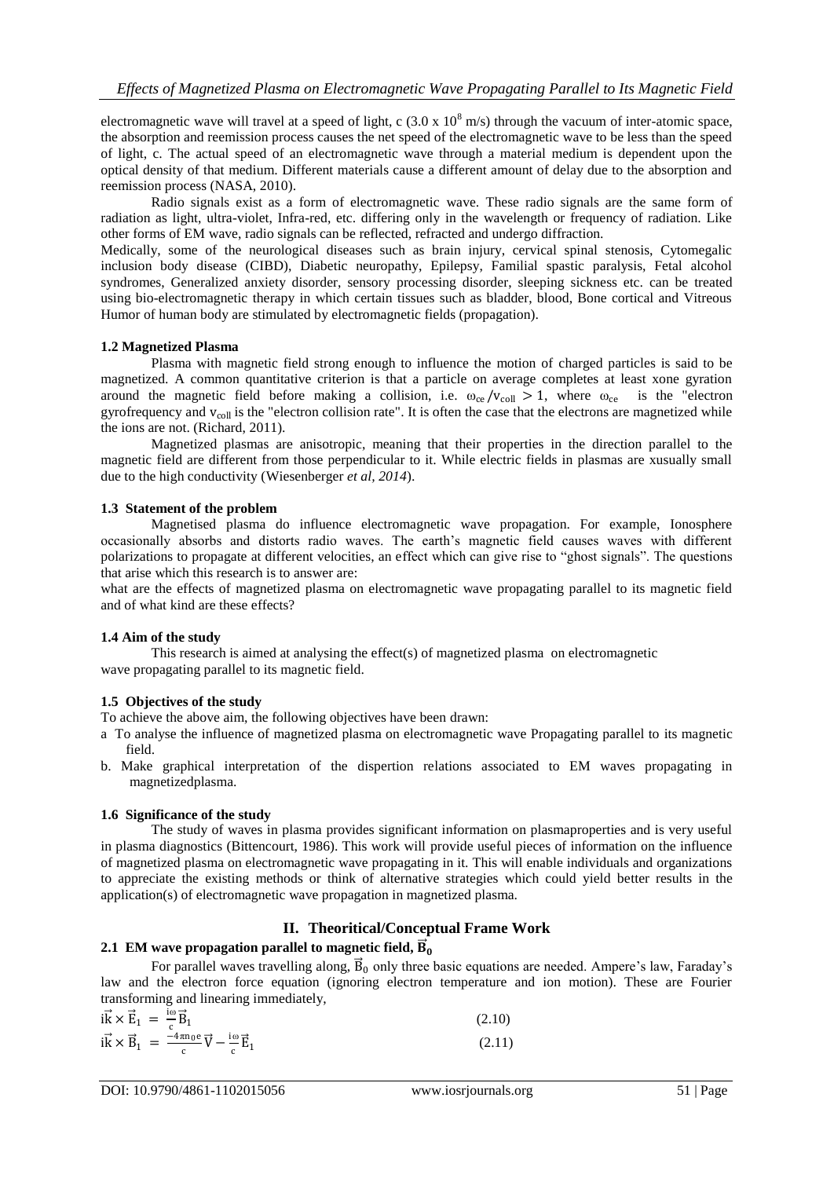electromagnetic wave will travel at a speed of light, c ($3.0 \times 10^8$ m/s) through the vacuum of inter-atomic space, the absorption and reemission process causes the net speed of the electromagnetic wave to be less than the speed of light, c. The actual speed of an electromagnetic wave through a material medium is dependent upon the optical density of that medium. Different materials cause a different amount of delay due to the absorption and reemission process (NASA, 2010).

Radio signals exist as a form of electromagnetic wave. These radio signals are the same form of radiation as light, ultra-violet, Infra-red, etc. differing only in the wavelength or frequency of radiation. Like other forms of EM wave, radio signals can be reflected, refracted and undergo diffraction.

Medically, some of the neurological diseases such as brain injury, cervical spinal stenosis, Cytomegalic inclusion body disease (CIBD), Diabetic neuropathy, Epilepsy, Familial spastic paralysis, Fetal alcohol syndromes, Generalized anxiety disorder, sensory processing disorder, sleeping sickness etc. can be treated using bio-electromagnetic therapy in which certain tissues such as bladder, blood, Bone cortical and Vitreous Humor of human body are stimulated by electromagnetic fields (propagation).

### 1.2 Magnetized Plasma

Plasma with magnetic field strong enough to influence the motion of charged particles is said to be magnetized. A common quantitative criterion is that a particle on average completes at least xone gyration around the magnetic field before making a collision, i.e. $\omega_{ce}/v_{coll} > 1$, where $\omega_{ce}$ is the "electron gyrofrequency and $v_{coll}$ is the "electron collision rate". It is often the case that the electrons are magnetized while the ions are not. (Richard, 2011).

Magnetized plasmas are anisotropic, meaning that their properties in the direction parallel to the magnetic field are different from those perpendicular to it. While electric fields in plasmas are xusually small due to the high conductivity (Wiesenberger *et al, 2014*).

### 1.3 Statement of the problem

Magnetised plasma do influence electromagnetic wave propagation. For example, Ionosphere occasionally absorbs and distorts radio waves. The earth's magnetic field causes waves with different polarizations to propagate at different velocities, an effect which can give rise to "ghost signals". The questions that arise which this research is to answer are:

what are the effects of magnetized plasma on electromagnetic wave propagating parallel to its magnetic field and of what kind are these effects?

### 1.4 Aim of the study

This research is aimed at analysing the effect(s) of magnetized plasma on electromagnetic wave propagating parallel to its magnetic field.

### 1.5 Objectives of the study

To achieve the above aim, the following objectives have been drawn:

a To analyse the influence of magnetized plasma on electromagnetic wave Propagating parallel to its magnetic field.

b. Make graphical interpretation of the dispertion relations associated to EM waves propagating in magnetizedplasma.

### 1.6 Significance of the study

The study of waves in plasma provides significant information on plasmaproperties and is very useful in plasma diagnostics (Bittencourt, 1986). This work will provide useful pieces of information on the influence of magnetized plasma on electromagnetic wave propagating in it. This will enable individuals and organizations to appreciate the existing methods or think of alternative strategies which could yield better results in the application(s) of electromagnetic wave propagation in magnetized plasma.

## II. Theoritical/Conceptual Frame Work

### 2.1 EM wave propagation parallel to magnetic field, $\vec{B}_0$

For parallel waves travelling along, $\vec{B}_0$ only three basic equations are needed. Ampere's law, Faraday's law and the electron force equation (ignoring electron temperature and ion motion). These are Fourier transforming and linearing immediately,

$$i\vec{k} \times \vec{E}_1 = \frac{i\omega}{c}\vec{B}_1 \tag{2.10}$$

$$i\vec{k} \times \vec{B}_1 = \frac{-4\pi n_0 e}{c}\vec{V} - \frac{i\omega}{c}\vec{E}_1 \tag{2.11}$$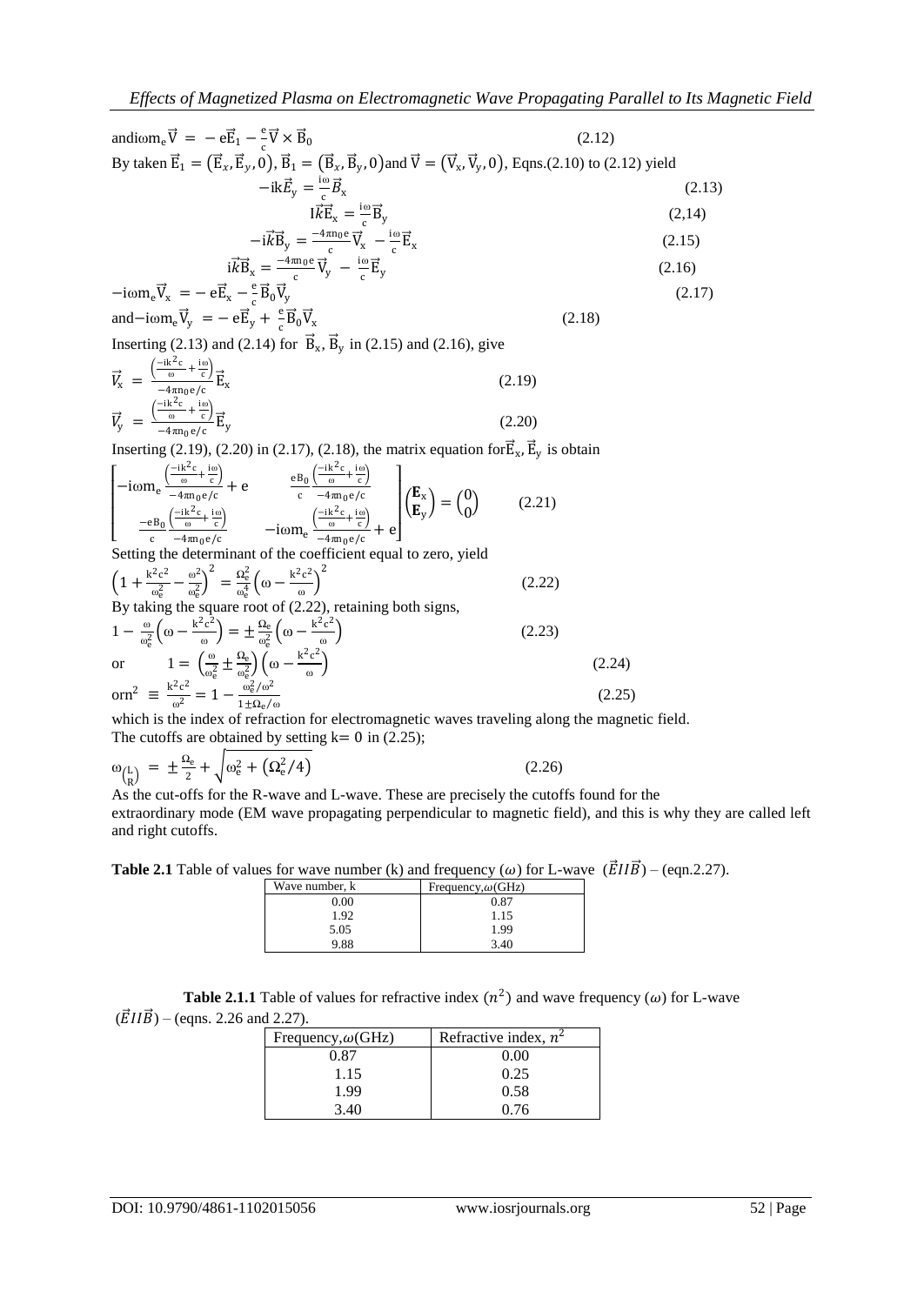and $i\omega m_e\vec{V} = -e\vec{E}_1 - \frac{e}{c}\vec{V}\times\vec{B}_0$ (2.12)

By taken $\vec{E}_1 = (\vec{E}_x, \vec{E}_y, 0)$, $\vec{B}_1 = (\vec{B}_x, \vec{B}_y, 0)$ and $\vec{V} = (\vec{V}_x, \vec{V}_y, 0)$, Eqns.(2.10) to (2.12) yield

$$-ik\vec{E}_y = \frac{i\omega}{c}\vec{B}_x \quad (2.13)$$

$$I\vec{k}\vec{E}_x = \frac{i\omega}{c}\vec{B}_y \quad (2,14)$$

$$-i\vec{k}\vec{B}_y = \frac{-4\pi n_0 e}{c}\vec{V}_x - \frac{i\omega}{c}\vec{E}_x \quad (2.15)$$

$$i\vec{k}\vec{B}_x = \frac{-4\pi n_0 e}{c}\vec{V}_y - \frac{i\omega}{c}\vec{E}_y \quad (2.16)$$

$$-i\omega m_e\vec{V}_x = -e\vec{E}_x - \frac{e}{c}\vec{B}_0\vec{V}_y \quad (2.17)$$

and $-i\omega m_e\vec{V}_y = -e\vec{E}_y + \frac{e}{c}\vec{B}_0\vec{V}_x$ (2.18)

Inserting (2.13) and (2.14) for $\vec{B}_x, \vec{B}_y$ in (2.15) and (2.16), give

$$\vec{V}_x = \frac{\left(\frac{-ik^2c}{\omega} + \frac{i\omega}{c}\right)}{-4\pi n_0 e/c}\vec{E}_x \quad (2.19)$$

$$\vec{V}_y = \frac{\left(\frac{-ik^2c}{\omega} + \frac{i\omega}{c}\right)}{-4\pi n_0 e/c}\vec{E}_y \quad (2.20)$$

Inserting (2.19), (2.20) in (2.17), (2.18), the matrix equation for $\vec{E}_x, \vec{E}_y$ is obtain

$$\begin{bmatrix} -i\omega m_e\frac{\left(\frac{-ik^2c}{\omega}+\frac{i\omega}{c}\right)}{-4\pi n_0 e/c} + e & \frac{eB_0}{c}\frac{\left(\frac{-ik^2c}{\omega}+\frac{i\omega}{c}\right)}{-4\pi n_0 e/c} \\ \frac{-eB_0}{c}\frac{\left(\frac{-ik^2c}{\omega}+\frac{i\omega}{c}\right)}{-4\pi n_0 e/c} & -i\omega m_e\frac{\left(\frac{-ik^2c}{\omega}+\frac{i\omega}{c}\right)}{-4\pi n_0 e/c} + e \end{bmatrix}\begin{pmatrix}\mathbf{E}_x\\ \mathbf{E}_y\end{pmatrix} = \begin{pmatrix}0\\0\end{pmatrix} \quad (2.21)$$

Setting the determinant of the coefficient equal to zero, yield

$$\left(1 + \frac{k^2c^2}{\omega_e^2} - \frac{\omega^2}{\omega_e^2}\right)^2 = \frac{\Omega_e^2}{\omega_e^4}\left(\omega - \frac{k^2c^2}{\omega}\right)^2 \quad (2.22)$$

By taking the square root of (2.22), retaining both signs,

$$1 - \frac{\omega}{\omega_e^2}\left(\omega - \frac{k^2c^2}{\omega}\right) = \pm\frac{\Omega_e}{\omega_e^2}\left(\omega - \frac{k^2c^2}{\omega}\right) \quad (2.23)$$

or $$1 = \left(\frac{\omega}{\omega_e^2} \pm \frac{\Omega_e}{\omega_e^2}\right)\left(\omega - \frac{k^2c^2}{\omega}\right) \quad (2.24)$$

or $$n^2 \equiv \frac{k^2c^2}{\omega^2} = 1 - \frac{\omega_e^2/\omega^2}{1 \pm \Omega_e/\omega} \quad (2.25)$$

which is the index of refraction for electromagnetic waves traveling along the magnetic field.
The cutoffs are obtained by setting $k = 0$ in (2.25);

$$\omega_{\binom{L}{R}} = \pm\frac{\Omega_e}{2} + \sqrt{\omega_e^2 + (\Omega_e^2/4)} \quad (2.26)$$

As the cut-offs for the R-wave and L-wave. These are precisely the cutoffs found for the extraordinary mode (EM wave propagating perpendicular to magnetic field), and this is why they are called left and right cutoffs.

**Table 2.1** Table of values for wave number (k) and frequency ($\omega$) for L-wave ($\vec{E}II\vec{B}$) – (eqn.2.27).

| Wave number, k | Frequency, $\omega$(GHz) |
|---|---|
| 0.00 | 0.87 |
| 1.92 | 1.15 |
| 5.05 | 1.99 |
| 9.88 | 3.40 |

**Table 2.1.1** Table of values for refractive index ($n^2$) and wave frequency ($\omega$) for L-wave ($\vec{E}II\vec{B}$) – (eqns. 2.26 and 2.27).

| Frequency, $\omega$(GHz) | Refractive index, $n^2$ |
|---|---|
| 0.87 | 0.00 |
| 1.15 | 0.25 |
| 1.99 | 0.58 |
| 3.40 | 0.76 |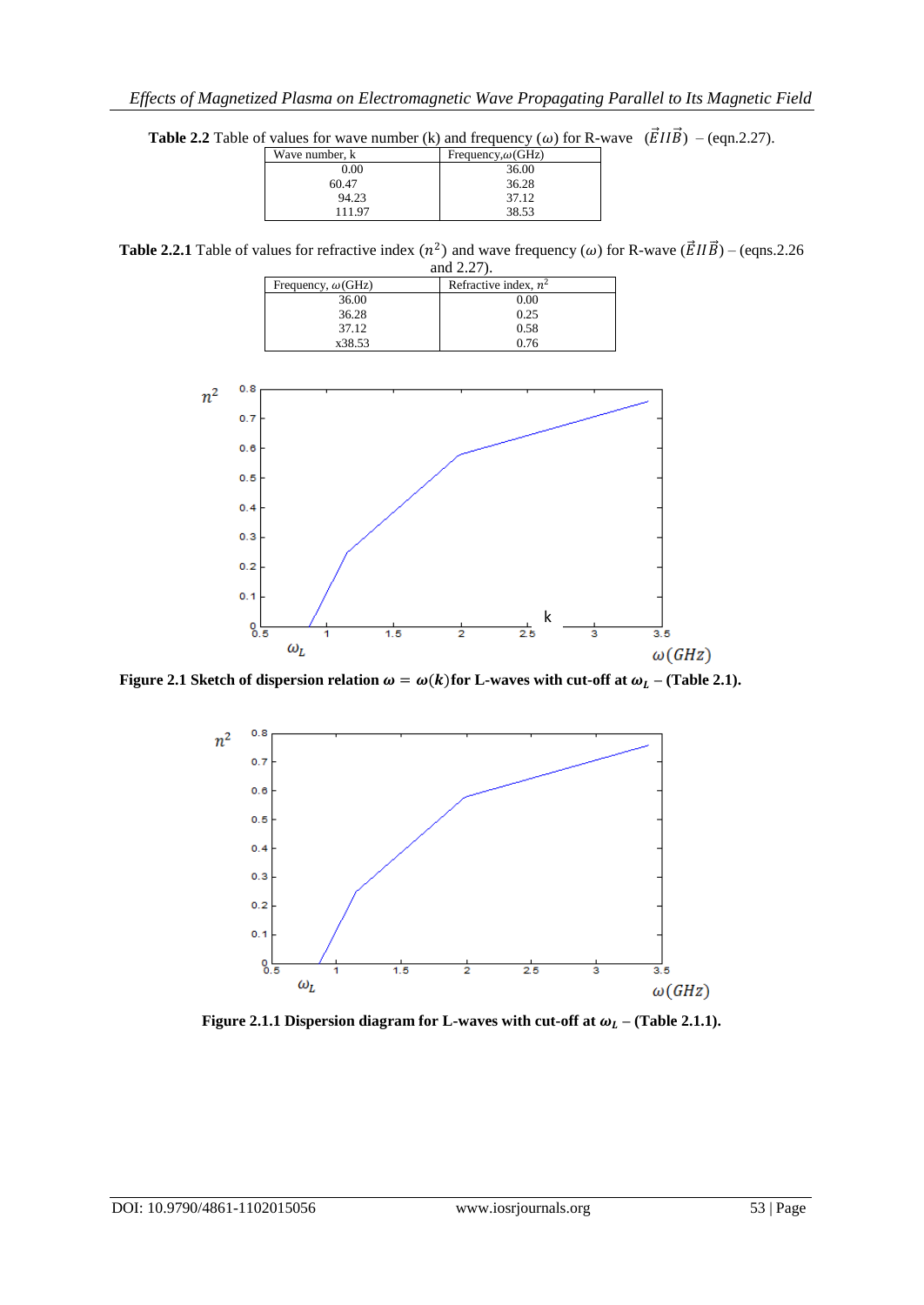**Table 2.2** Table of values for wave number (k) and frequency ($\omega$) for R-wave $(\vec{E}II\vec{B})$ – (eqn.2.27).

| Wave number, k | Frequency,$\omega$(GHz) |
|---|---|
| 0.00 | 36.00 |
| 60.47 | 36.28 |
| 94.23 | 37.12 |
| 111.97 | 38.53 |

**Table 2.2.1** Table of values for refractive index ($n^2$) and wave frequency ($\omega$) for R-wave $(\vec{E}II\vec{B})$ – (eqns.2.26 and 2.27).

| Frequency, $\omega$(GHz) | Refractive index, $n^2$ |
|---|---|
| 36.00 | 0.00 |
| 36.28 | 0.25 |
| 37.12 | 0.58 |
| x38.53 | 0.76 |

**Figure 2.1 Sketch of dispersion relation $\omega = \omega(k)$ for L-waves with cut-off at $\omega_L$ – (Table 2.1).**

**Figure 2.1.1 Dispersion diagram for L-waves with cut-off at $\omega_L$ – (Table 2.1.1).**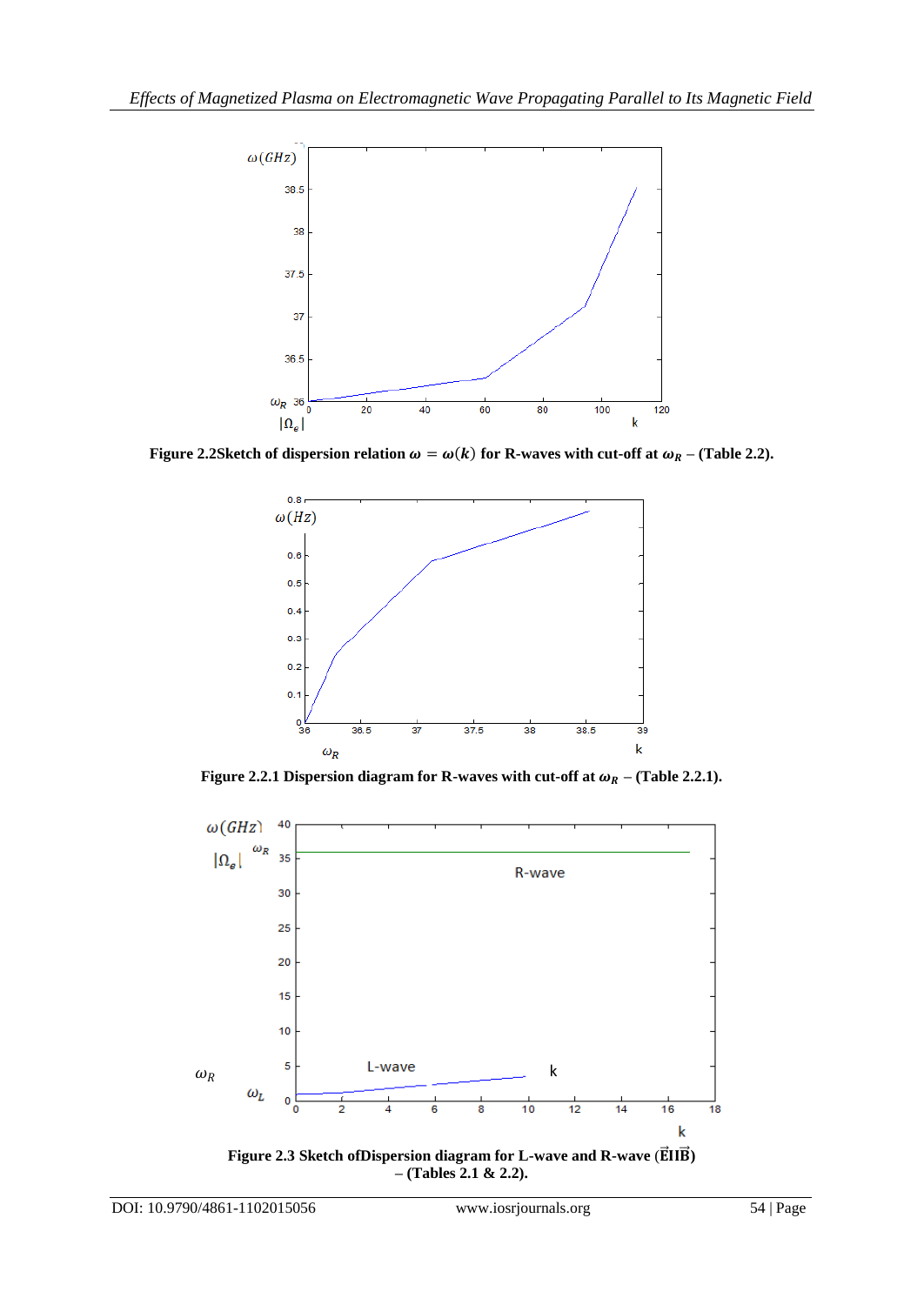**Figure 2.2Sketch of dispersion relation $\omega = \omega(k)$ for R-waves with cut-off at $\omega_R$ – (Table 2.2).**

**Figure 2.2.1 Dispersion diagram for R-waves with cut-off at $\omega_R$ – (Table 2.2.1).**

**Figure 2.3 Sketch ofDispersion diagram for L-wave and R-wave ($\vec{E}$ II $\vec{B}$) – (Tables 2.1 & 2.2).**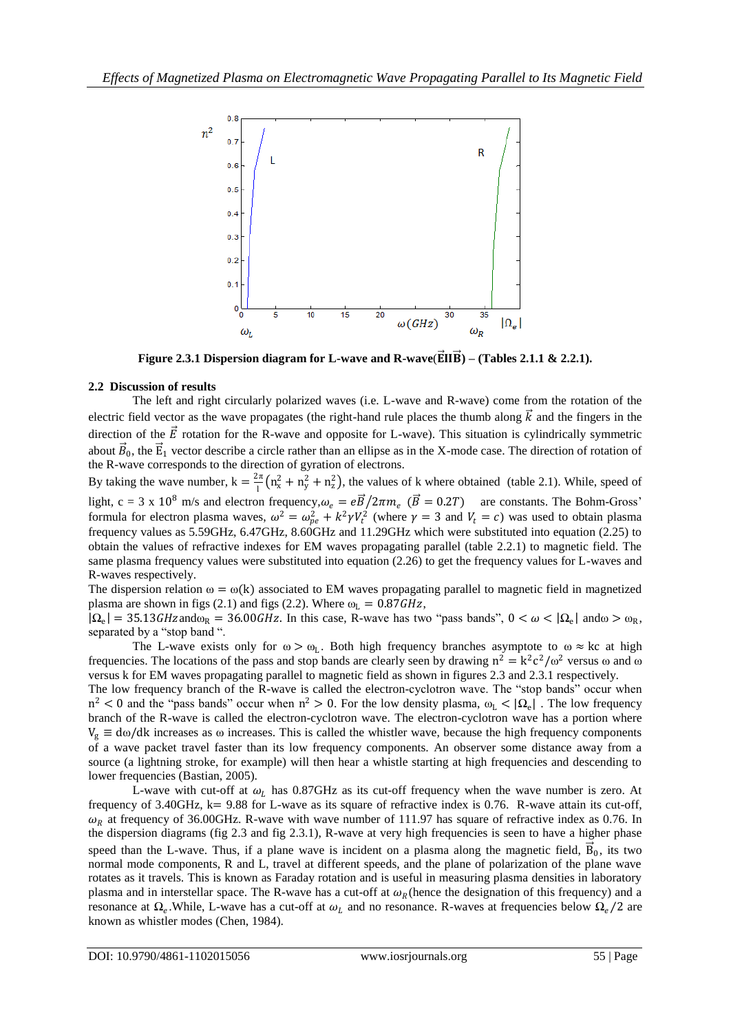Figure 2.3.1 Dispersion diagram for L-wave and R-wave($\vec{E} \parallel \vec{B}$) – (Tables 2.1.1 & 2.2.1).

### 2.2 Discussion of results

The left and right circularly polarized waves (i.e. L-wave and R-wave) come from the rotation of the electric field vector as the wave propagates (the right-hand rule places the thumb along $\vec{k}$ and the fingers in the direction of the $\vec{E}$ rotation for the R-wave and opposite for L-wave). This situation is cylindrically symmetric about $\vec{B}_0$, the $\vec{E}_1$ vector describe a circle rather than an ellipse as in the X-mode case. The direction of rotation of the R-wave corresponds to the direction of gyration of electrons.

By taking the wave number, $k = \frac{2\pi}{l}\left(n_x^2 + n_y^2 + n_z^2\right)$, the values of k where obtained (table 2.1). While, speed of light, c = 3 x $10^8$ m/s and electron frequency,$\omega_e = e\vec{B}/2\pi m_e$ ($\vec{B} = 0.2T$) are constants. The Bohm-Gross' formula for electron plasma waves, $\omega^2 = \omega_{pe}^2 + k^2\gamma V_t^2$ (where $\gamma = 3$ and $V_t = c$) was used to obtain plasma frequency values as 5.59GHz, 6.47GHz, 8.60GHz and 11.29GHz which were substituted into equation (2.25) to obtain the values of refractive indexes for EM waves propagating parallel (table 2.2.1) to magnetic field. The same plasma frequency values were substituted into equation (2.26) to get the frequency values for L-waves and R-waves respectively.

The dispersion relation $\omega = \omega(k)$ associated to EM waves propagating parallel to magnetic field in magnetized plasma are shown in figs (2.1) and figs (2.2). Where $\omega_L = 0.87GHz$, $|\Omega_e| = 35.13GHz$ and $\omega_R = 36.00GHz$. In this case, R-wave has two "pass bands", $0 < \omega < |\Omega_e|$ and $\omega > \omega_R$, separated by a "stop band ".

The L-wave exists only for $\omega > \omega_L$. Both high frequency branches asymptote to $\omega \approx kc$ at high frequencies. The locations of the pass and stop bands are clearly seen by drawing $n^2 = k^2c^2/\omega^2$ versus $\omega$ and $\omega$ versus k for EM waves propagating parallel to magnetic field as shown in figures 2.3 and 2.3.1 respectively.

The low frequency branch of the R-wave is called the electron-cyclotron wave. The "stop bands" occur when $n^2 < 0$ and the "pass bands" occur when $n^2 > 0$. For the low density plasma, $\omega_L < |\Omega_e|$ . The low frequency branch of the R-wave is called the electron-cyclotron wave. The electron-cyclotron wave has a portion where $V_g \equiv d\omega/dk$ increases as $\omega$ increases. This is called the whistler wave, because the high frequency components of a wave packet travel faster than its low frequency components. An observer some distance away from a source (a lightning stroke, for example) will then hear a whistle starting at high frequencies and descending to lower frequencies (Bastian, 2005).

L-wave with cut-off at $\omega_L$ has 0.87GHz as its cut-off frequency when the wave number is zero. At frequency of 3.40GHz, k= 9.88 for L-wave as its square of refractive index is 0.76. R-wave attain its cut-off, $\omega_R$ at frequency of 36.00GHz. R-wave with wave number of 111.97 has square of refractive index as 0.76. In the dispersion diagrams (fig 2.3 and fig 2.3.1), R-wave at very high frequencies is seen to have a higher phase speed than the L-wave. Thus, if a plane wave is incident on a plasma along the magnetic field, $\vec{B}_0$, its two normal mode components, R and L, travel at different speeds, and the plane of polarization of the plane wave rotates as it travels. This is known as Faraday rotation and is useful in measuring plasma densities in laboratory plasma and in interstellar space. The R-wave has a cut-off at $\omega_R$ (hence the designation of this frequency) and a resonance at $\Omega_e$. While, L-wave has a cut-off at $\omega_L$ and no resonance. R-waves at frequencies below $\Omega_e/2$ are known as whistler modes (Chen, 1984).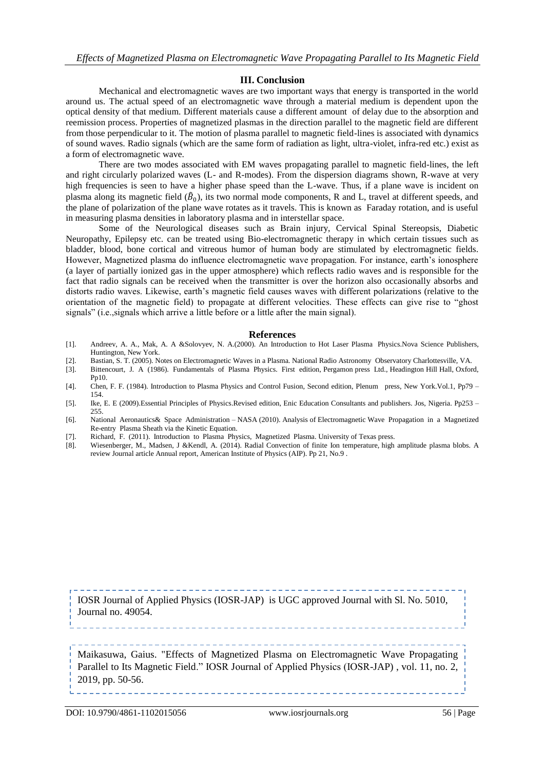## III. Conclusion

Mechanical and electromagnetic waves are two important ways that energy is transported in the world around us. The actual speed of an electromagnetic wave through a material medium is dependent upon the optical density of that medium. Different materials cause a different amount of delay due to the absorption and reemission process. Properties of magnetized plasmas in the direction parallel to the magnetic field are different from those perpendicular to it. The motion of plasma parallel to magnetic field-lines is associated with dynamics of sound waves. Radio signals (which are the same form of radiation as light, ultra-violet, infra-red etc.) exist as a form of electromagnetic wave.

There are two modes associated with EM waves propagating parallel to magnetic field-lines, the left and right circularly polarized waves (L- and R-modes). From the dispersion diagrams shown, R-wave at very high frequencies is seen to have a higher phase speed than the L-wave. Thus, if a plane wave is incident on plasma along its magnetic field ($\hat{B}_0$), its two normal mode components, R and L, travel at different speeds, and the plane of polarization of the plane wave rotates as it travels. This is known as Faraday rotation, and is useful in measuring plasma densities in laboratory plasma and in interstellar space.

Some of the Neurological diseases such as Brain injury, Cervical Spinal Stereopsis, Diabetic Neuropathy, Epilepsy etc. can be treated using Bio-electromagnetic therapy in which certain tissues such as bladder, blood, bone cortical and vitreous humor of human body are stimulated by electromagnetic fields. However, Magnetized plasma do influence electromagnetic wave propagation. For instance, earth's ionosphere (a layer of partially ionized gas in the upper atmosphere) which reflects radio waves and is responsible for the fact that radio signals can be received when the transmitter is over the horizon also occasionally absorbs and distorts radio waves. Likewise, earth's magnetic field causes waves with different polarizations (relative to the orientation of the magnetic field) to propagate at different velocities. These effects can give rise to "ghost signals" (i.e.,signals which arrive a little before or a little after the main signal).

## References

[1]. Andreev, A. A., Mak, A. A &Solovyev, N. A.(2000). An Introduction to Hot Laser Plasma Physics.Nova Science Publishers, Huntington, New York.

[2]. Bastian, S. T. (2005). Notes on Electromagnetic Waves in a Plasma. National Radio Astronomy Observatory Charlottesville, VA.

[3]. Bittencourt, J. A (1986). Fundamentals of Plasma Physics. First edition, Pergamon press Ltd., Headington Hill Hall, Oxford, Pp10.

[4]. Chen, F. F. (1984). Introduction to Plasma Physics and Control Fusion, Second edition, Plenum press, New York.Vol.1, Pp79 – 154.

[5]. Ike, E. E (2009).Essential Principles of Physics.Revised edition, Enic Education Consultants and publishers. Jos, Nigeria. Pp253 – 255.

[6]. National Aeronautics& Space Administration – NASA (2010). Analysis of Electromagnetic Wave Propagation in a Magnetized Re-entry Plasma Sheath via the Kinetic Equation.

[7]. Richard, F. (2011). Introduction to Plasma Physics, Magnetized Plasma. University of Texas press.

[8]. Wiesenberger, M., Madsen, J &Kendl, A. (2014). Radial Convection of finite Ion temperature, high amplitude plasma blobs. A review Journal article Annual report, American Institute of Physics (AIP). Pp 21, No.9 .

IOSR Journal of Applied Physics (IOSR-JAP) is UGC approved Journal with Sl. No. 5010, Journal no. 49054.

Maikasuwa, Gaius. "Effects of Magnetized Plasma on Electromagnetic Wave Propagating Parallel to Its Magnetic Field." IOSR Journal of Applied Physics (IOSR-JAP) , vol. 11, no. 2, 2019, pp. 50-56.